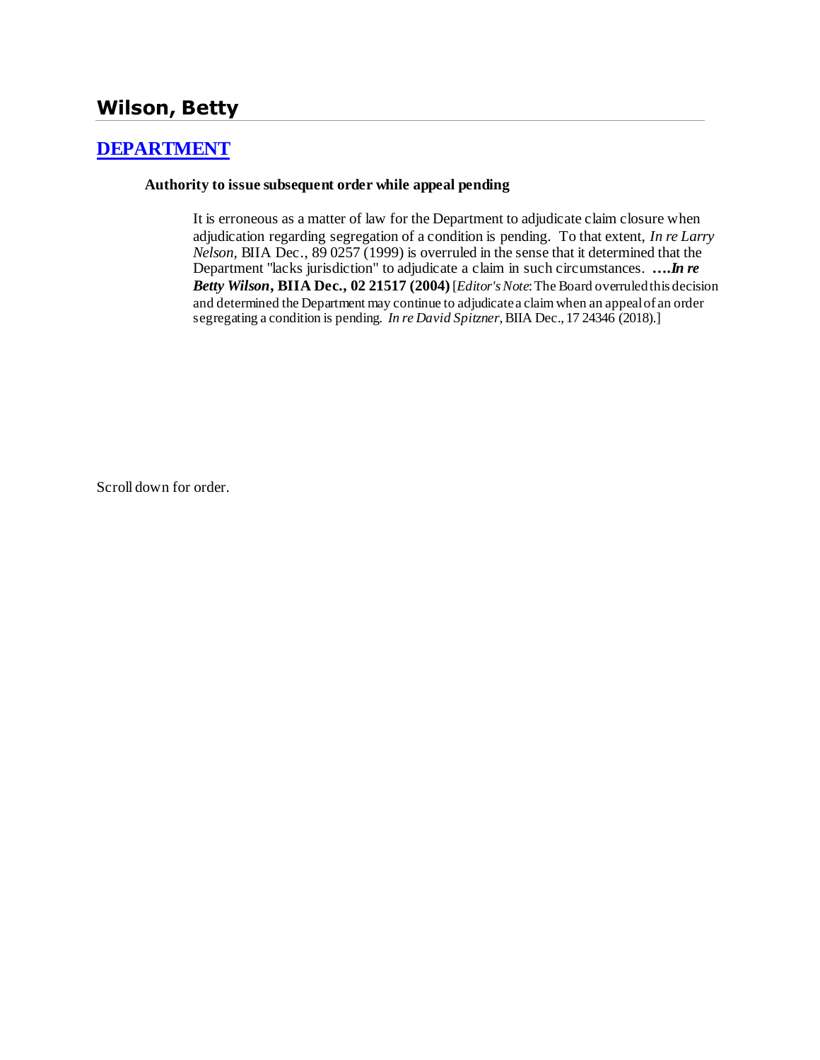# Wilson, Betty

## [DEPARTMENT]

### Authority to issue subsequent order while appeal pending

It is erroneous as a matter of law for the Department to adjudicate claim closure when adjudication regarding segregation of a condition is pending. To that extent, *In re Larry Nelson*, BIIA Dec., 89 0257 (1999) is overruled in the sense that it determined that the Department "lacks jurisdiction" to adjudicate a claim in such circumstances. **….*In re Betty Wilson*, BIIA Dec., 02 21517 (2004)** [*Editor's Note*: The Board overruled this decision and determined the Department may continue to adjudicate a claim when an appeal of an order segregating a condition is pending. *In re David Spitzner*, BIIA Dec., 17 24346 (2018).]

Scroll down for order.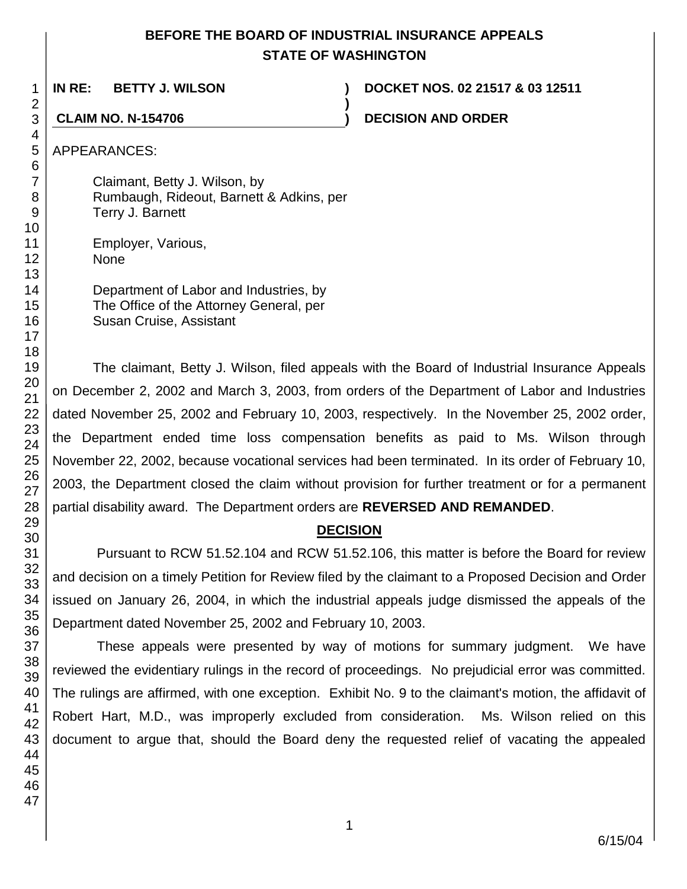# BEFORE THE BOARD OF INDUSTRIAL INSURANCE APPEALS
## STATE OF WASHINGTON

**IN RE: BETTY J. WILSON** ) **DOCKET NOS. 02 21517 & 03 12511**
)
**CLAIM NO. N-154706** ) **DECISION AND ORDER**

APPEARANCES:

Claimant, Betty J. Wilson, by
Rumbaugh, Rideout, Barnett & Adkins, per
Terry J. Barnett

Employer, Various,
None

Department of Labor and Industries, by
The Office of the Attorney General, per
Susan Cruise, Assistant

The claimant, Betty J. Wilson, filed appeals with the Board of Industrial Insurance Appeals on December 2, 2002 and March 3, 2003, from orders of the Department of Labor and Industries dated November 25, 2002 and February 10, 2003, respectively. In the November 25, 2002 order, the Department ended time loss compensation benefits as paid to Ms. Wilson through November 22, 2002, because vocational services had been terminated. In its order of February 10, 2003, the Department closed the claim without provision for further treatment or for a permanent partial disability award. The Department orders are **REVERSED AND REMANDED**.

## DECISION

Pursuant to RCW 51.52.104 and RCW 51.52.106, this matter is before the Board for review and decision on a timely Petition for Review filed by the claimant to a Proposed Decision and Order issued on January 26, 2004, in which the industrial appeals judge dismissed the appeals of the Department dated November 25, 2002 and February 10, 2003.

These appeals were presented by way of motions for summary judgment. We have reviewed the evidentiary rulings in the record of proceedings. No prejudicial error was committed. The rulings are affirmed, with one exception. Exhibit No. 9 to the claimant's motion, the affidavit of Robert Hart, M.D., was improperly excluded from consideration. Ms. Wilson relied on this document to argue that, should the Board deny the requested relief of vacating the appealed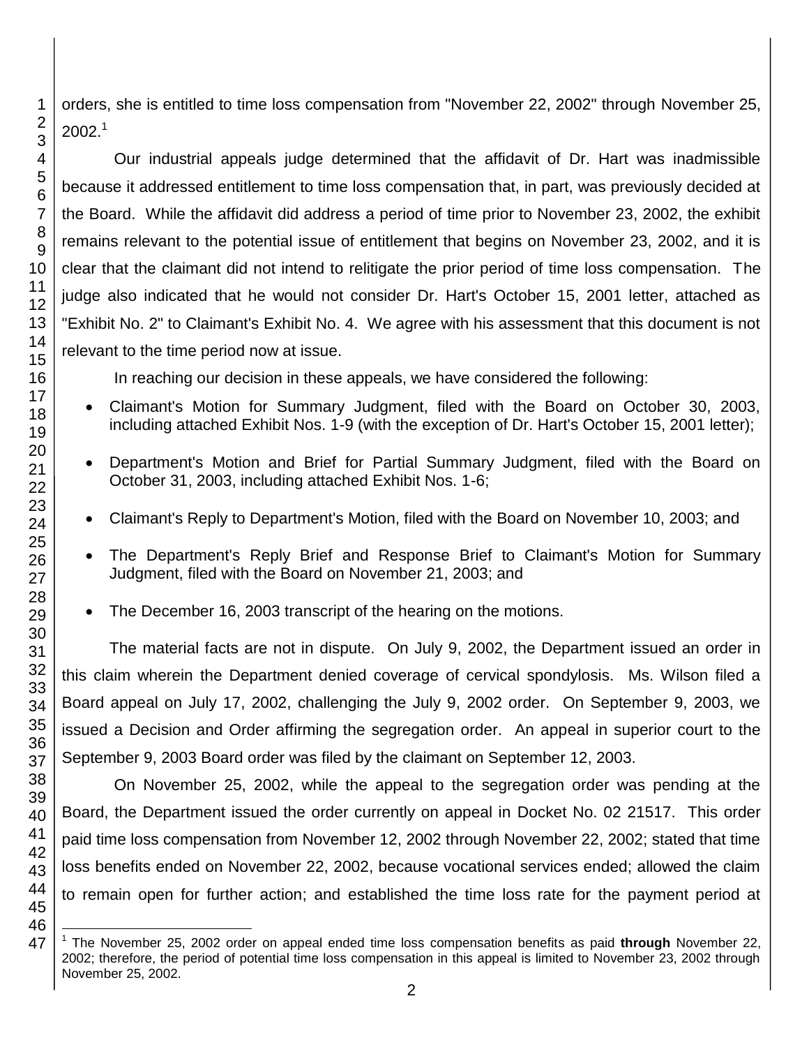orders, she is entitled to time loss compensation from "November 22, 2002" through November 25, 2002.[1]

Our industrial appeals judge determined that the affidavit of Dr. Hart was inadmissible because it addressed entitlement to time loss compensation that, in part, was previously decided at the Board. While the affidavit did address a period of time prior to November 23, 2002, the exhibit remains relevant to the potential issue of entitlement that begins on November 23, 2002, and it is clear that the claimant did not intend to relitigate the prior period of time loss compensation. The judge also indicated that he would not consider Dr. Hart's October 15, 2001 letter, attached as "Exhibit No. 2" to Claimant's Exhibit No. 4. We agree with his assessment that this document is not relevant to the time period now at issue.

In reaching our decision in these appeals, we have considered the following:

- Claimant's Motion for Summary Judgment, filed with the Board on October 30, 2003, including attached Exhibit Nos. 1-9 (with the exception of Dr. Hart's October 15, 2001 letter);
- Department's Motion and Brief for Partial Summary Judgment, filed with the Board on October 31, 2003, including attached Exhibit Nos. 1-6;
- Claimant's Reply to Department's Motion, filed with the Board on November 10, 2003; and
- The Department's Reply Brief and Response Brief to Claimant's Motion for Summary Judgment, filed with the Board on November 21, 2003; and
- The December 16, 2003 transcript of the hearing on the motions.

The material facts are not in dispute. On July 9, 2002, the Department issued an order in this claim wherein the Department denied coverage of cervical spondylosis. Ms. Wilson filed a Board appeal on July 17, 2002, challenging the July 9, 2002 order. On September 9, 2003, we issued a Decision and Order affirming the segregation order. An appeal in superior court to the September 9, 2003 Board order was filed by the claimant on September 12, 2003.

On November 25, 2002, while the appeal to the segregation order was pending at the Board, the Department issued the order currently on appeal in Docket No. 02 21517. This order paid time loss compensation from November 12, 2002 through November 22, 2002; stated that time loss benefits ended on November 22, 2002, because vocational services ended; allowed the claim to remain open for further action; and established the time loss rate for the payment period at

[1] The November 25, 2002 order on appeal ended time loss compensation benefits as paid **through** November 22, 2002; therefore, the period of potential time loss compensation in this appeal is limited to November 23, 2002 through November 25, 2002.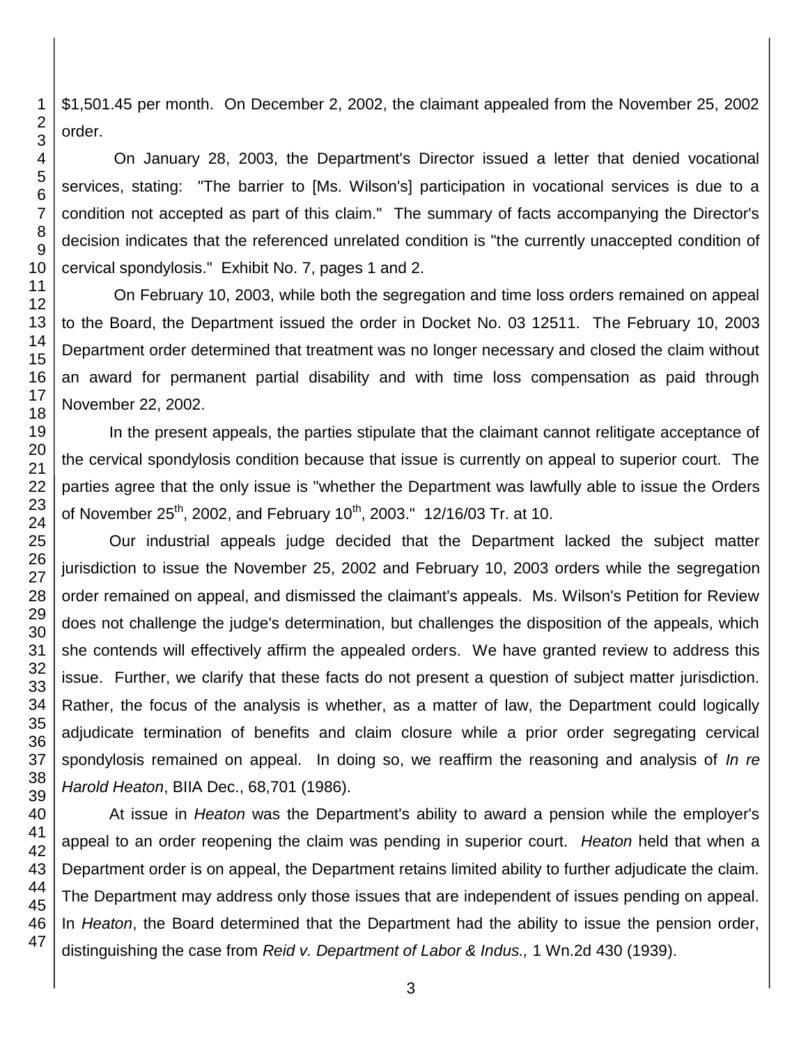$1,501.45 per month. On December 2, 2002, the claimant appealed from the November 25, 2002 order.

On January 28, 2003, the Department's Director issued a letter that denied vocational services, stating: "The barrier to [Ms. Wilson's] participation in vocational services is due to a condition not accepted as part of this claim." The summary of facts accompanying the Director's decision indicates that the referenced unrelated condition is "the currently unaccepted condition of cervical spondylosis." Exhibit No. 7, pages 1 and 2.

On February 10, 2003, while both the segregation and time loss orders remained on appeal to the Board, the Department issued the order in Docket No. 03 12511. The February 10, 2003 Department order determined that treatment was no longer necessary and closed the claim without an award for permanent partial disability and with time loss compensation as paid through November 22, 2002.

In the present appeals, the parties stipulate that the claimant cannot relitigate acceptance of the cervical spondylosis condition because that issue is currently on appeal to superior court. The parties agree that the only issue is "whether the Department was lawfully able to issue the Orders of November 25th, 2002, and February 10th, 2003." 12/16/03 Tr. at 10.

Our industrial appeals judge decided that the Department lacked the subject matter jurisdiction to issue the November 25, 2002 and February 10, 2003 orders while the segregation order remained on appeal, and dismissed the claimant's appeals. Ms. Wilson's Petition for Review does not challenge the judge's determination, but challenges the disposition of the appeals, which she contends will effectively affirm the appealed orders. We have granted review to address this issue. Further, we clarify that these facts do not present a question of subject matter jurisdiction. Rather, the focus of the analysis is whether, as a matter of law, the Department could logically adjudicate termination of benefits and claim closure while a prior order segregating cervical spondylosis remained on appeal. In doing so, we reaffirm the reasoning and analysis of *In re Harold Heaton*, BIIA Dec., 68,701 (1986).

At issue in *Heaton* was the Department's ability to award a pension while the employer's appeal to an order reopening the claim was pending in superior court. *Heaton* held that when a Department order is on appeal, the Department retains limited ability to further adjudicate the claim. The Department may address only those issues that are independent of issues pending on appeal. In *Heaton*, the Board determined that the Department had the ability to issue the pension order, distinguishing the case from *Reid v. Department of Labor & Indus.,* 1 Wn.2d 430 (1939).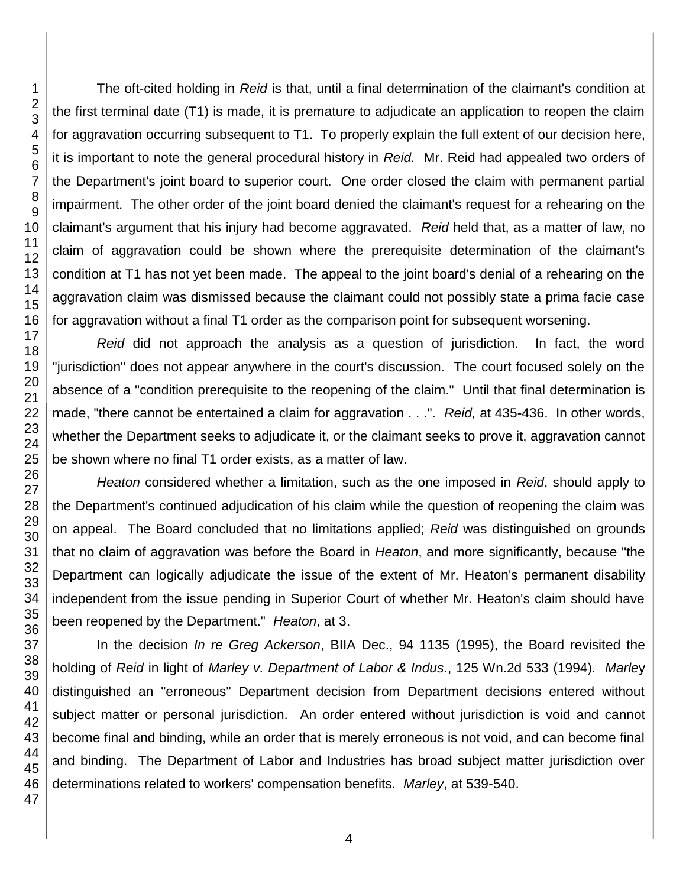The oft-cited holding in *Reid* is that, until a final determination of the claimant's condition at the first terminal date (T1) is made, it is premature to adjudicate an application to reopen the claim for aggravation occurring subsequent to T1. To properly explain the full extent of our decision here, it is important to note the general procedural history in *Reid.* Mr. Reid had appealed two orders of the Department's joint board to superior court. One order closed the claim with permanent partial impairment. The other order of the joint board denied the claimant's request for a rehearing on the claimant's argument that his injury had become aggravated. *Reid* held that, as a matter of law, no claim of aggravation could be shown where the prerequisite determination of the claimant's condition at T1 has not yet been made. The appeal to the joint board's denial of a rehearing on the aggravation claim was dismissed because the claimant could not possibly state a prima facie case for aggravation without a final T1 order as the comparison point for subsequent worsening.

*Reid* did not approach the analysis as a question of jurisdiction. In fact, the word "jurisdiction" does not appear anywhere in the court's discussion. The court focused solely on the absence of a "condition prerequisite to the reopening of the claim." Until that final determination is made, "there cannot be entertained a claim for aggravation . . .". *Reid,* at 435-436. In other words, whether the Department seeks to adjudicate it, or the claimant seeks to prove it, aggravation cannot be shown where no final T1 order exists, as a matter of law.

*Heaton* considered whether a limitation, such as the one imposed in *Reid*, should apply to the Department's continued adjudication of his claim while the question of reopening the claim was on appeal. The Board concluded that no limitations applied; *Reid* was distinguished on grounds that no claim of aggravation was before the Board in *Heaton*, and more significantly, because "the Department can logically adjudicate the issue of the extent of Mr. Heaton's permanent disability independent from the issue pending in Superior Court of whether Mr. Heaton's claim should have been reopened by the Department." *Heaton*, at 3.

In the decision *In re Greg Ackerson*, BIIA Dec., 94 1135 (1995), the Board revisited the holding of *Reid* in light of *Marley v. Department of Labor & Indus*., 125 Wn.2d 533 (1994). *Marley* distinguished an "erroneous" Department decision from Department decisions entered without subject matter or personal jurisdiction. An order entered without jurisdiction is void and cannot become final and binding, while an order that is merely erroneous is not void, and can become final and binding. The Department of Labor and Industries has broad subject matter jurisdiction over determinations related to workers' compensation benefits. *Marley*, at 539-540.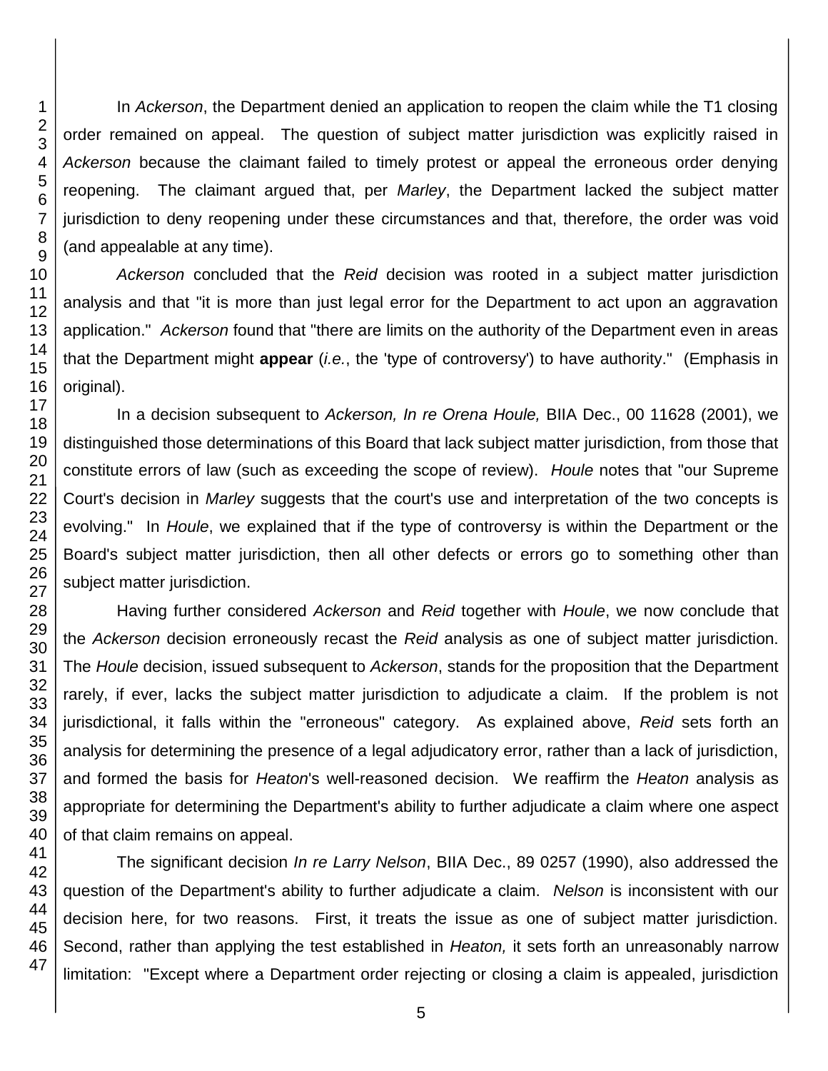In *Ackerson*, the Department denied an application to reopen the claim while the T1 closing order remained on appeal. The question of subject matter jurisdiction was explicitly raised in *Ackerson* because the claimant failed to timely protest or appeal the erroneous order denying reopening. The claimant argued that, per *Marley*, the Department lacked the subject matter jurisdiction to deny reopening under these circumstances and that, therefore, the order was void (and appealable at any time).

*Ackerson* concluded that the *Reid* decision was rooted in a subject matter jurisdiction analysis and that "it is more than just legal error for the Department to act upon an aggravation application." *Ackerson* found that "there are limits on the authority of the Department even in areas that the Department might **appear** (*i.e.*, the 'type of controversy') to have authority." (Emphasis in original).

In a decision subsequent to *Ackerson, In re Orena Houle,* BIIA Dec., 00 11628 (2001), we distinguished those determinations of this Board that lack subject matter jurisdiction, from those that constitute errors of law (such as exceeding the scope of review). *Houle* notes that "our Supreme Court's decision in *Marley* suggests that the court's use and interpretation of the two concepts is evolving." In *Houle*, we explained that if the type of controversy is within the Department or the Board's subject matter jurisdiction, then all other defects or errors go to something other than subject matter jurisdiction.

Having further considered *Ackerson* and *Reid* together with *Houle*, we now conclude that the *Ackerson* decision erroneously recast the *Reid* analysis as one of subject matter jurisdiction. The *Houle* decision, issued subsequent to *Ackerson*, stands for the proposition that the Department rarely, if ever, lacks the subject matter jurisdiction to adjudicate a claim. If the problem is not jurisdictional, it falls within the "erroneous" category. As explained above, *Reid* sets forth an analysis for determining the presence of a legal adjudicatory error, rather than a lack of jurisdiction, and formed the basis for *Heaton*'s well-reasoned decision. We reaffirm the *Heaton* analysis as appropriate for determining the Department's ability to further adjudicate a claim where one aspect of that claim remains on appeal.

The significant decision *In re Larry Nelson*, BIIA Dec., 89 0257 (1990), also addressed the question of the Department's ability to further adjudicate a claim. *Nelson* is inconsistent with our decision here, for two reasons. First, it treats the issue as one of subject matter jurisdiction. Second, rather than applying the test established in *Heaton,* it sets forth an unreasonably narrow limitation: "Except where a Department order rejecting or closing a claim is appealed, jurisdiction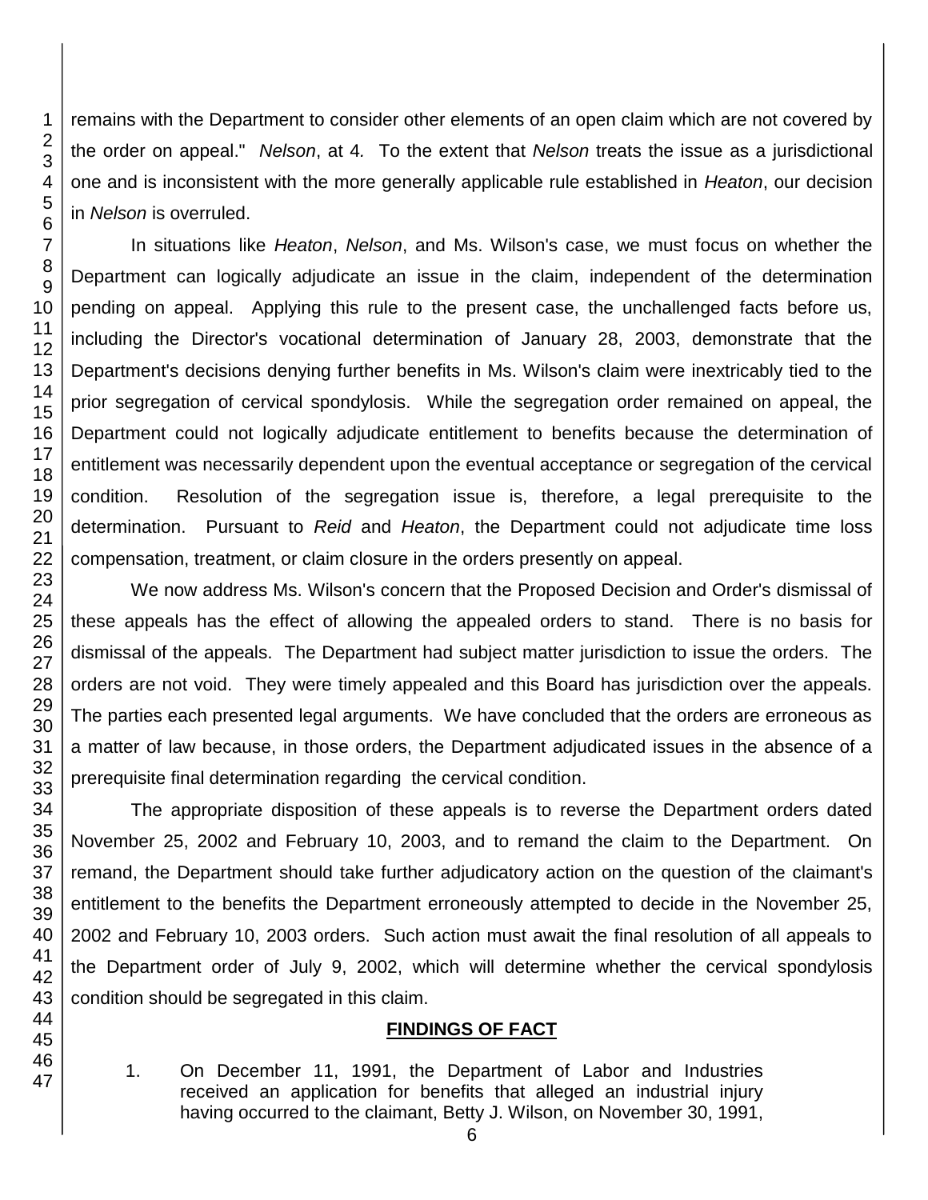remains with the Department to consider other elements of an open claim which are not covered by the order on appeal." *Nelson*, at 4. To the extent that *Nelson* treats the issue as a jurisdictional one and is inconsistent with the more generally applicable rule established in *Heaton*, our decision in *Nelson* is overruled.

In situations like *Heaton*, *Nelson*, and Ms. Wilson's case, we must focus on whether the Department can logically adjudicate an issue in the claim, independent of the determination pending on appeal. Applying this rule to the present case, the unchallenged facts before us, including the Director's vocational determination of January 28, 2003, demonstrate that the Department's decisions denying further benefits in Ms. Wilson's claim were inextricably tied to the prior segregation of cervical spondylosis. While the segregation order remained on appeal, the Department could not logically adjudicate entitlement to benefits because the determination of entitlement was necessarily dependent upon the eventual acceptance or segregation of the cervical condition. Resolution of the segregation issue is, therefore, a legal prerequisite to the determination. Pursuant to *Reid* and *Heaton*, the Department could not adjudicate time loss compensation, treatment, or claim closure in the orders presently on appeal.

We now address Ms. Wilson's concern that the Proposed Decision and Order's dismissal of these appeals has the effect of allowing the appealed orders to stand. There is no basis for dismissal of the appeals. The Department had subject matter jurisdiction to issue the orders. The orders are not void. They were timely appealed and this Board has jurisdiction over the appeals. The parties each presented legal arguments. We have concluded that the orders are erroneous as a matter of law because, in those orders, the Department adjudicated issues in the absence of a prerequisite final determination regarding the cervical condition.

The appropriate disposition of these appeals is to reverse the Department orders dated November 25, 2002 and February 10, 2003, and to remand the claim to the Department. On remand, the Department should take further adjudicatory action on the question of the claimant's entitlement to the benefits the Department erroneously attempted to decide in the November 25, 2002 and February 10, 2003 orders. Such action must await the final resolution of all appeals to the Department order of July 9, 2002, which will determine whether the cervical spondylosis condition should be segregated in this claim.

## FINDINGS OF FACT

1. On December 11, 1991, the Department of Labor and Industries received an application for benefits that alleged an industrial injury having occurred to the claimant, Betty J. Wilson, on November 30, 1991,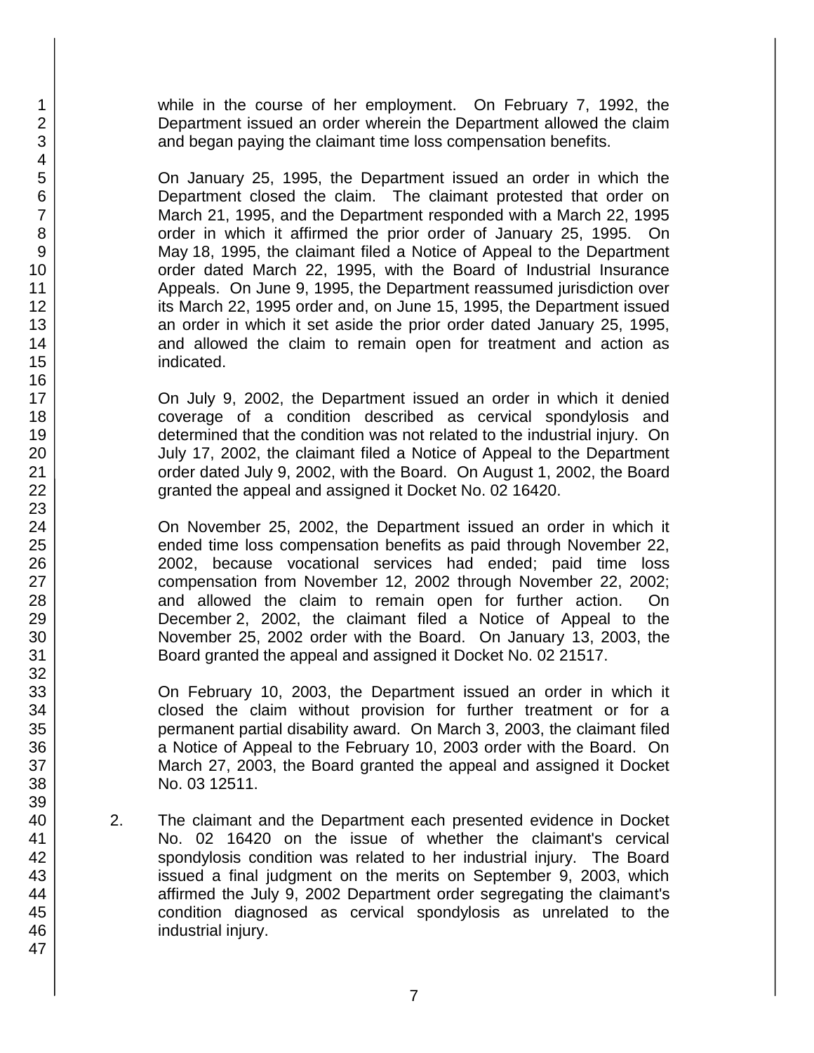while in the course of her employment. On February 7, 1992, the Department issued an order wherein the Department allowed the claim and began paying the claimant time loss compensation benefits.

On January 25, 1995, the Department issued an order in which the Department closed the claim. The claimant protested that order on March 21, 1995, and the Department responded with a March 22, 1995 order in which it affirmed the prior order of January 25, 1995. On May 18, 1995, the claimant filed a Notice of Appeal to the Department order dated March 22, 1995, with the Board of Industrial Insurance Appeals. On June 9, 1995, the Department reassumed jurisdiction over its March 22, 1995 order and, on June 15, 1995, the Department issued an order in which it set aside the prior order dated January 25, 1995, and allowed the claim to remain open for treatment and action as indicated.

On July 9, 2002, the Department issued an order in which it denied coverage of a condition described as cervical spondylosis and determined that the condition was not related to the industrial injury. On July 17, 2002, the claimant filed a Notice of Appeal to the Department order dated July 9, 2002, with the Board. On August 1, 2002, the Board granted the appeal and assigned it Docket No. 02 16420.

On November 25, 2002, the Department issued an order in which it ended time loss compensation benefits as paid through November 22, 2002, because vocational services had ended; paid time loss compensation from November 12, 2002 through November 22, 2002; and allowed the claim to remain open for further action. On December 2, 2002, the claimant filed a Notice of Appeal to the November 25, 2002 order with the Board. On January 13, 2003, the Board granted the appeal and assigned it Docket No. 02 21517.

On February 10, 2003, the Department issued an order in which it closed the claim without provision for further treatment or for a permanent partial disability award. On March 3, 2003, the claimant filed a Notice of Appeal to the February 10, 2003 order with the Board. On March 27, 2003, the Board granted the appeal and assigned it Docket No. 03 12511.

2. The claimant and the Department each presented evidence in Docket No. 02 16420 on the issue of whether the claimant's cervical spondylosis condition was related to her industrial injury. The Board issued a final judgment on the merits on September 9, 2003, which affirmed the July 9, 2002 Department order segregating the claimant's condition diagnosed as cervical spondylosis as unrelated to the industrial injury.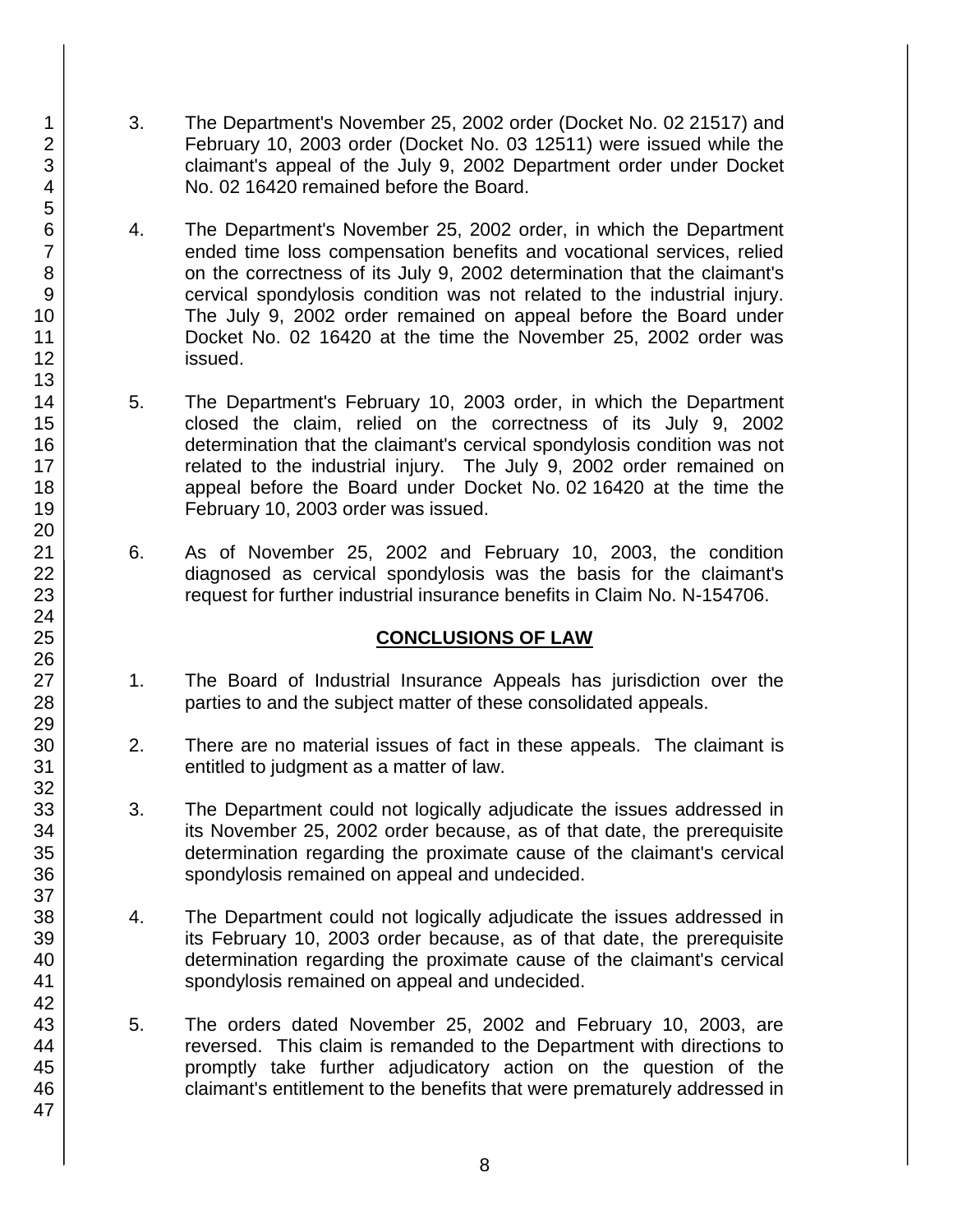3. The Department's November 25, 2002 order (Docket No. 02 21517) and February 10, 2003 order (Docket No. 03 12511) were issued while the claimant's appeal of the July 9, 2002 Department order under Docket No. 02 16420 remained before the Board.

4. The Department's November 25, 2002 order, in which the Department ended time loss compensation benefits and vocational services, relied on the correctness of its July 9, 2002 determination that the claimant's cervical spondylosis condition was not related to the industrial injury. The July 9, 2002 order remained on appeal before the Board under Docket No. 02 16420 at the time the November 25, 2002 order was issued.

5. The Department's February 10, 2003 order, in which the Department closed the claim, relied on the correctness of its July 9, 2002 determination that the claimant's cervical spondylosis condition was not related to the industrial injury. The July 9, 2002 order remained on appeal before the Board under Docket No. 02 16420 at the time the February 10, 2003 order was issued.

6. As of November 25, 2002 and February 10, 2003, the condition diagnosed as cervical spondylosis was the basis for the claimant's request for further industrial insurance benefits in Claim No. N-154706.

## CONCLUSIONS OF LAW

1. The Board of Industrial Insurance Appeals has jurisdiction over the parties to and the subject matter of these consolidated appeals.

2. There are no material issues of fact in these appeals. The claimant is entitled to judgment as a matter of law.

3. The Department could not logically adjudicate the issues addressed in its November 25, 2002 order because, as of that date, the prerequisite determination regarding the proximate cause of the claimant's cervical spondylosis remained on appeal and undecided.

4. The Department could not logically adjudicate the issues addressed in its February 10, 2003 order because, as of that date, the prerequisite determination regarding the proximate cause of the claimant's cervical spondylosis remained on appeal and undecided.

5. The orders dated November 25, 2002 and February 10, 2003, are reversed. This claim is remanded to the Department with directions to promptly take further adjudicatory action on the question of the claimant's entitlement to the benefits that were prematurely addressed in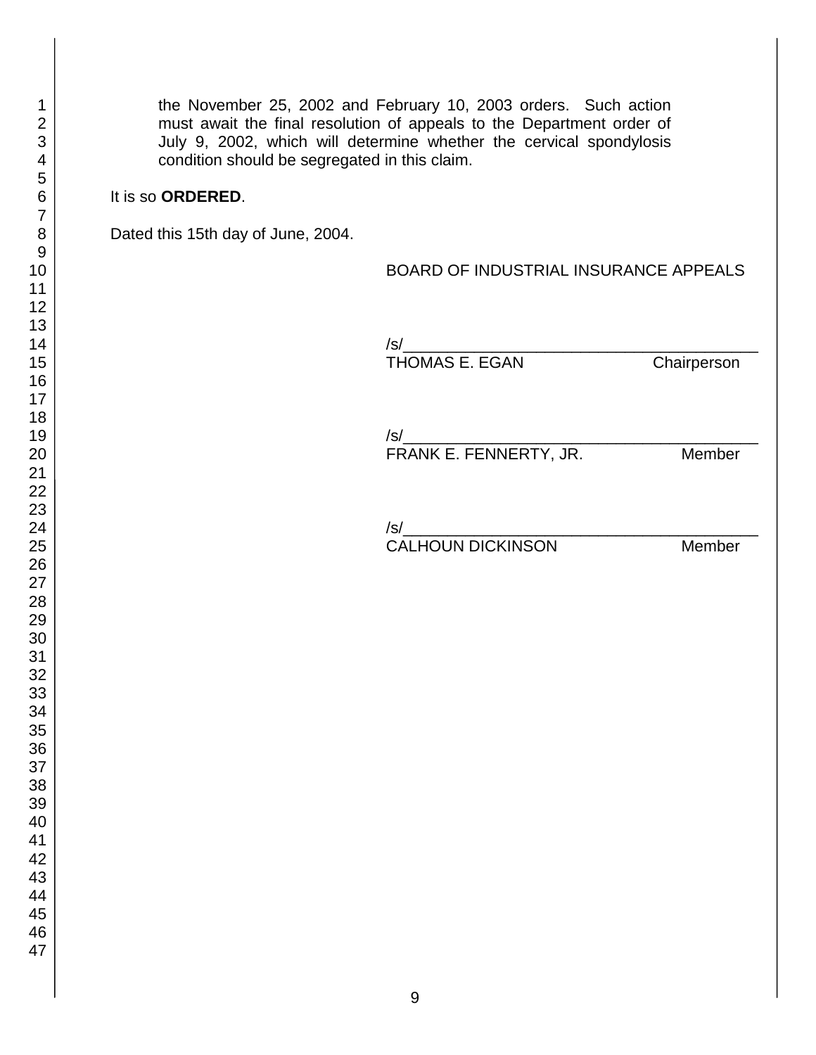the November 25, 2002 and February 10, 2003 orders. Such action must await the final resolution of appeals to the Department order of July 9, 2002, which will determine whether the cervical spondylosis condition should be segregated in this claim.

It is so **ORDERED**.

Dated this 15th day of June, 2004.

BOARD OF INDUSTRIAL INSURANCE APPEALS

/s/________________________________________
THOMAS E. EGAN Chairperson

/s/________________________________________
FRANK E. FENNERTY, JR. Member

/s/________________________________________
CALHOUN DICKINSON Member